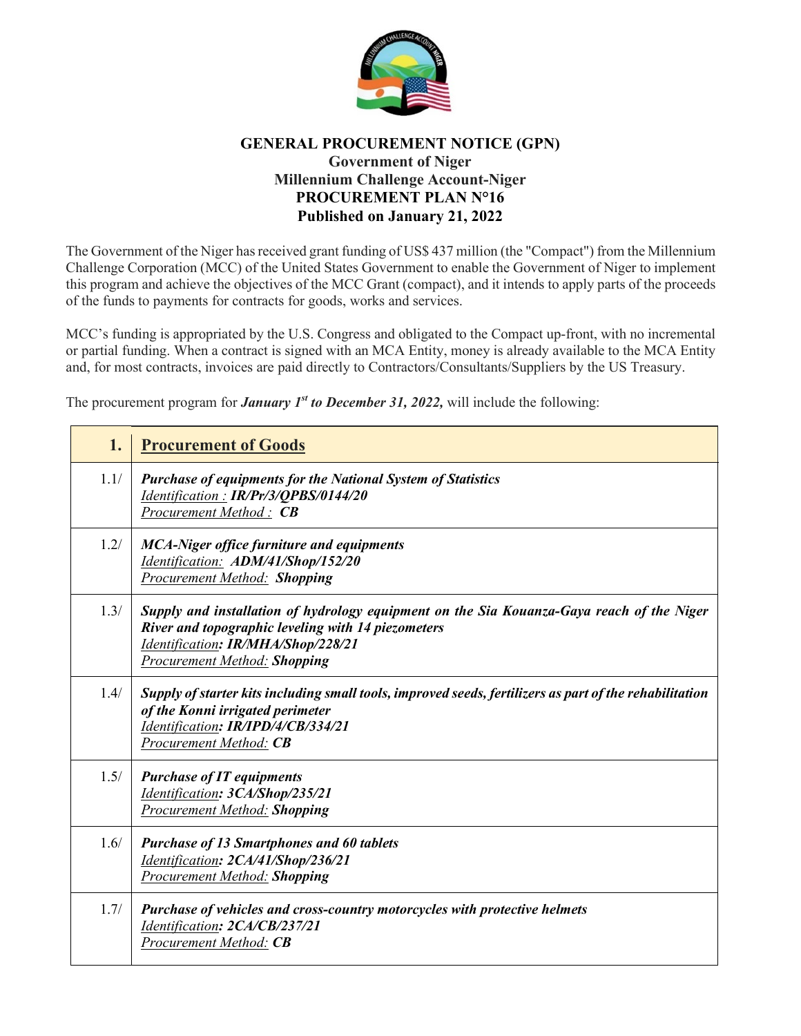# GENERAL PROCUREMENT NOTICE (GPN)

**Government of Niger**
**Millennium Challenge Account-Niger**
**PROCUREMENT PLAN N°16**
**Published on January 21, 2022**

The Government of the Niger has received grant funding of US$ 437 million (the "Compact") from the Millennium Challenge Corporation (MCC) of the United States Government to enable the Government of Niger to implement this program and achieve the objectives of the MCC Grant (compact), and it intends to apply parts of the proceeds of the funds to payments for contracts for goods, works and services.

MCC's funding is appropriated by the U.S. Congress and obligated to the Compact up-front, with no incremental or partial funding. When a contract is signed with an MCA Entity, money is already available to the MCA Entity and, for most contracts, invoices are paid directly to Contractors/Consultants/Suppliers by the US Treasury.

The procurement program for ***January 1st to December 31, 2022,*** will include the following:

| 1. | **Procurement of Goods** |
|---|---|
| 1.1/ | ***Purchase of equipments for the National System of Statistics***<br>Identification : ***IR/Pr/3/QPBS/0144/20***<br>Procurement Method : ***CB*** |
| 1.2/ | ***MCA-Niger office furniture and equipments***<br>Identification: ***ADM/41/Shop/152/20***<br>Procurement Method: ***Shopping*** |
| 1.3/ | ***Supply and installation of hydrology equipment on the Sia Kouanza-Gaya reach of the Niger River and topographic leveling with 14 piezometers***<br>Identification***: IR/MHA/Shop/228/21***<br>Procurement Method: ***Shopping*** |
| 1.4/ | ***Supply of starter kits including small tools, improved seeds, fertilizers as part of the rehabilitation of the Konni irrigated perimeter***<br>Identification***: IR/IPD/4/CB/334/21***<br>Procurement Method: ***CB*** |
| 1.5/ | ***Purchase of IT equipments***<br>Identification***: 3CA/Shop/235/21***<br>Procurement Method: ***Shopping*** |
| 1.6/ | ***Purchase of 13 Smartphones and 60 tablets***<br>Identification***: 2CA/41/Shop/236/21***<br>Procurement Method: ***Shopping*** |
| 1.7/ | ***Purchase of vehicles and cross-country motorcycles with protective helmets***<br>Identification***: 2CA/CB/237/21***<br>Procurement Method: ***CB*** |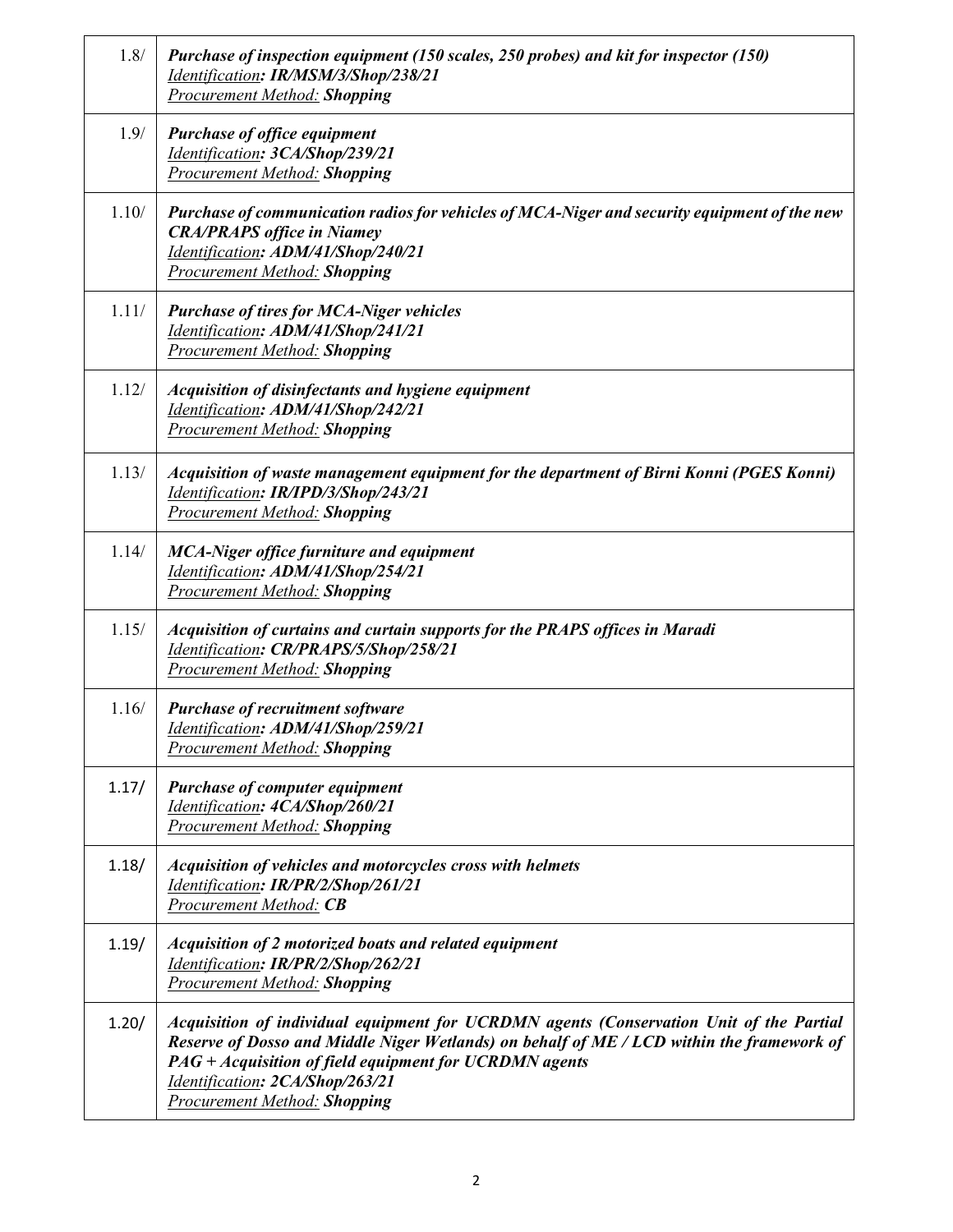| | |
|---|---|
| 1.8/ | ***Purchase of inspection equipment (150 scales, 250 probes) and kit for inspector (150)***<br>*Identification: **IR/MSM/3/Shop/238/21***<br>*Procurement Method: **Shopping*** |
| 1.9/ | ***Purchase of office equipment***<br>*Identification: **3CA/Shop/239/21***<br>*Procurement Method: **Shopping*** |
| 1.10/ | ***Purchase of communication radios for vehicles of MCA-Niger and security equipment of the new CRA/PRAPS office in Niamey***<br>*Identification: **ADM/41/Shop/240/21***<br>*Procurement Method: **Shopping*** |
| 1.11/ | ***Purchase of tires for MCA-Niger vehicles***<br>*Identification: **ADM/41/Shop/241/21***<br>*Procurement Method: **Shopping*** |
| 1.12/ | ***Acquisition of disinfectants and hygiene equipment***<br>*Identification: **ADM/41/Shop/242/21***<br>*Procurement Method: **Shopping*** |
| 1.13/ | ***Acquisition of waste management equipment for the department of Birni Konni (PGES Konni)***<br>*Identification: **IR/IPD/3/Shop/243/21***<br>*Procurement Method: **Shopping*** |
| 1.14/ | ***MCA-Niger office furniture and equipment***<br>*Identification: **ADM/41/Shop/254/21***<br>*Procurement Method: **Shopping*** |
| 1.15/ | ***Acquisition of curtains and curtain supports for the PRAPS offices in Maradi***<br>*Identification: **CR/PRAPS/5/Shop/258/21***<br>*Procurement Method: **Shopping*** |
| 1.16/ | ***Purchase of recruitment software***<br>*Identification: **ADM/41/Shop/259/21***<br>*Procurement Method: **Shopping*** |
| 1.17/ | ***Purchase of computer equipment***<br>*Identification: **4CA/Shop/260/21***<br>*Procurement Method: **Shopping*** |
| 1.18/ | ***Acquisition of vehicles and motorcycles cross with helmets***<br>*Identification: **IR/PR/2/Shop/261/21***<br>*Procurement Method: **CB*** |
| 1.19/ | ***Acquisition of 2 motorized boats and related equipment***<br>*Identification: **IR/PR/2/Shop/262/21***<br>*Procurement Method: **Shopping*** |
| 1.20/ | ***Acquisition of individual equipment for UCRDMN agents (Conservation Unit of the Partial Reserve of Dosso and Middle Niger Wetlands) on behalf of ME / LCD within the framework of PAG + Acquisition of field equipment for UCRDMN agents***<br>*Identification: **2CA/Shop/263/21***<br>*Procurement Method: **Shopping*** |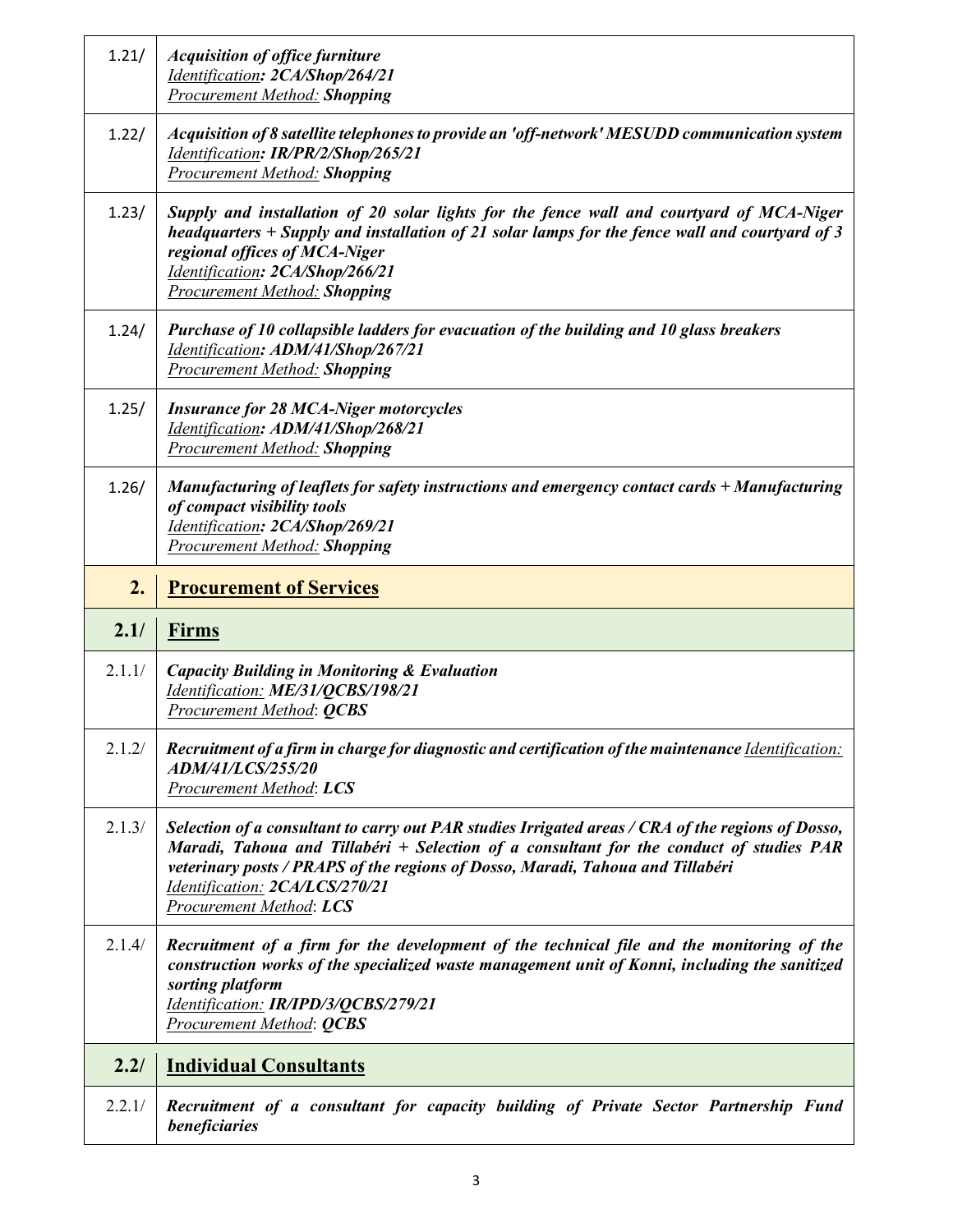| | |
|---|---|
| 1.21/ | ***Acquisition of office furniture***<br>*Identification: **2CA/Shop/264/21***<br>*Procurement Method: **Shopping*** |
| 1.22/ | ***Acquisition of 8 satellite telephones to provide an 'off-network' MESUDD communication system***<br>*Identification: **IR/PR/2/Shop/265/21***<br>*Procurement Method: **Shopping*** |
| 1.23/ | ***Supply and installation of 20 solar lights for the fence wall and courtyard of MCA-Niger headquarters + Supply and installation of 21 solar lamps for the fence wall and courtyard of 3 regional offices of MCA-Niger***<br>*Identification: **2CA/Shop/266/21***<br>*Procurement Method: **Shopping*** |
| 1.24/ | ***Purchase of 10 collapsible ladders for evacuation of the building and 10 glass breakers***<br>*Identification: **ADM/41/Shop/267/21***<br>*Procurement Method: **Shopping*** |
| 1.25/ | ***Insurance for 28 MCA-Niger motorcycles***<br>*Identification: **ADM/41/Shop/268/21***<br>*Procurement Method: **Shopping*** |
| 1.26/ | ***Manufacturing of leaflets for safety instructions and emergency contact cards + Manufacturing of compact visibility tools***<br>*Identification: **2CA/Shop/269/21***<br>*Procurement Method: **Shopping*** |
| **2.** | **Procurement of Services** |
| **2.1/** | **Firms** |
| 2.1.1/ | ***Capacity Building in Monitoring & Evaluation***<br>*Identification: **ME/31/QCBS/198/21***<br>*Procurement Method: **QCBS*** |
| 2.1.2/ | ***Recruitment of a firm in charge for diagnostic and certification of the maintenance** Identification: **ADM/41/LCS/255/20***<br>*Procurement Method: **LCS*** |
| 2.1.3/ | ***Selection of a consultant to carry out PAR studies Irrigated areas / CRA of the regions of Dosso, Maradi, Tahoua and Tillabéri + Selection of a consultant for the conduct of studies PAR veterinary posts / PRAPS of the regions of Dosso, Maradi, Tahoua and Tillabéri***<br>*Identification: **2CA/LCS/270/21***<br>*Procurement Method: **LCS*** |
| 2.1.4/ | ***Recruitment of a firm for the development of the technical file and the monitoring of the construction works of the specialized waste management unit of Konni, including the sanitized sorting platform***<br>*Identification: **IR/IPD/3/QCBS/279/21***<br>*Procurement Method: **QCBS*** |
| **2.2/** | **Individual Consultants** |
| 2.2.1/ | ***Recruitment of a consultant for capacity building of Private Sector Partnership Fund beneficiaries*** |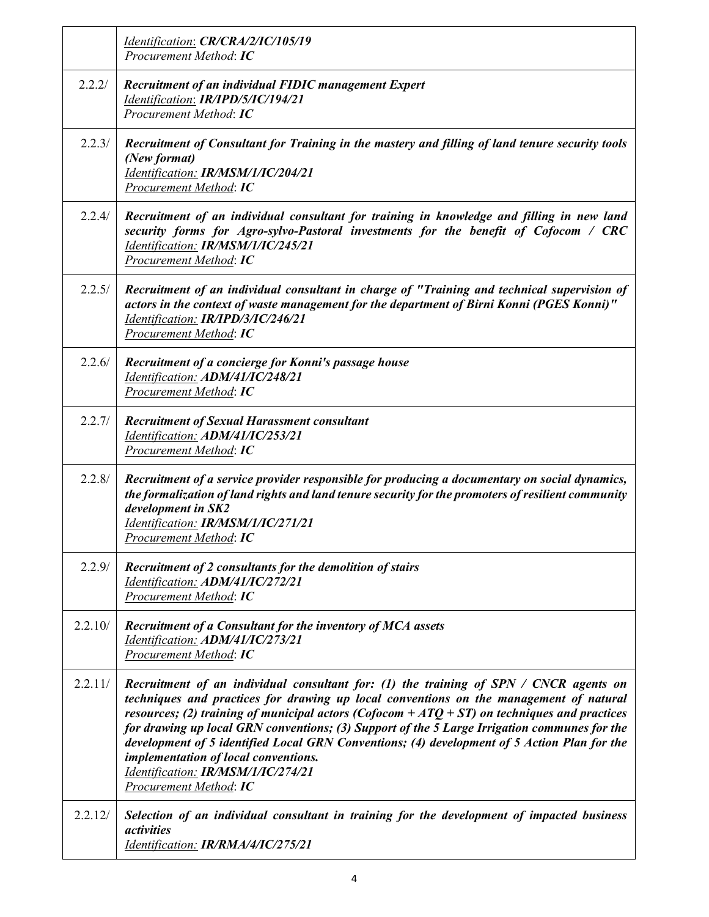| | |
|---|---|
| | *Identification*: ***CR/CRA/2/IC/105/19***<br>*Procurement Method*: ***IC*** |
| 2.2.2/ | ***Recruitment of an individual FIDIC management Expert***<br>*Identification*: ***IR/IPD/5/IC/194/21***<br>*Procurement Method*: ***IC*** |
| 2.2.3/ | ***Recruitment of Consultant for Training in the mastery and filling of land tenure security tools (New format)***<br>*Identification:* ***IR/MSM/1/IC/204/21***<br>*Procurement Method*: ***IC*** |
| 2.2.4/ | ***Recruitment of an individual consultant for training in knowledge and filling in new land security forms for Agro-sylvo-Pastoral investments for the benefit of Cofocom / CRC***<br>*Identification:* ***IR/MSM/1/IC/245/21***<br>*Procurement Method*: ***IC*** |
| 2.2.5/ | ***Recruitment of an individual consultant in charge of "Training and technical supervision of actors in the context of waste management for the department of Birni Konni (PGES Konni)"***<br>*Identification:* ***IR/IPD/3/IC/246/21***<br>*Procurement Method*: ***IC*** |
| 2.2.6/ | ***Recruitment of a concierge for Konni's passage house***<br>*Identification:* ***ADM/41/IC/248/21***<br>*Procurement Method*: ***IC*** |
| 2.2.7/ | ***Recruitment of Sexual Harassment consultant***<br>*Identification:* ***ADM/41/IC/253/21***<br>*Procurement Method*: ***IC*** |
| 2.2.8/ | ***Recruitment of a service provider responsible for producing a documentary on social dynamics, the formalization of land rights and land tenure security for the promoters of resilient community development in SK2***<br>*Identification:* ***IR/MSM/1/IC/271/21***<br>*Procurement Method*: ***IC*** |
| 2.2.9/ | ***Recruitment of 2 consultants for the demolition of stairs***<br>*Identification:* ***ADM/41/IC/272/21***<br>*Procurement Method*: ***IC*** |
| 2.2.10/ | ***Recruitment of a Consultant for the inventory of MCA assets***<br>*Identification:* ***ADM/41/IC/273/21***<br>*Procurement Method*: ***IC*** |
| 2.2.11/ | ***Recruitment of an individual consultant for: (1) the training of SPN / CNCR agents on techniques and practices for drawing up local conventions on the management of natural resources; (2) training of municipal actors (Cofocom + ATQ + ST) on techniques and practices for drawing up local GRN conventions; (3) Support of the 5 Large Irrigation communes for the development of 5 identified Local GRN Conventions; (4) development of 5 Action Plan for the implementation of local conventions.***<br>*Identification:* ***IR/MSM/1/IC/274/21***<br>*Procurement Method*: ***IC*** |
| 2.2.12/ | ***Selection of an individual consultant in training for the development of impacted business activities***<br>*Identification:* ***IR/RMA/4/IC/275/21*** |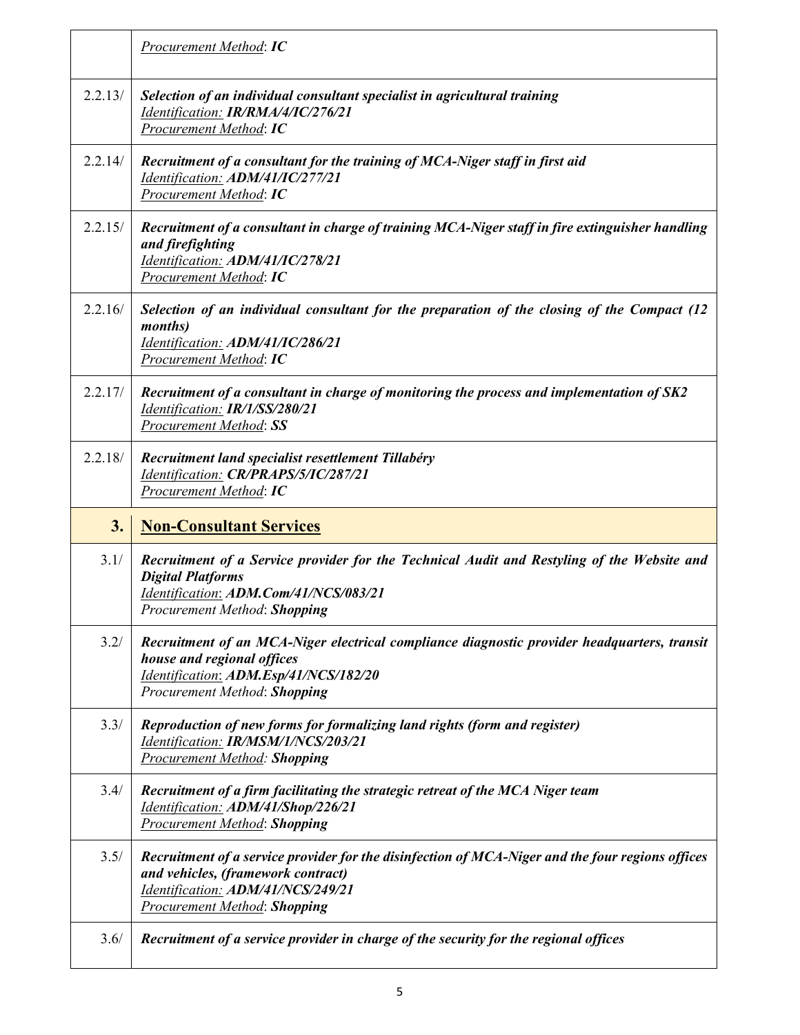| | |
|---|---|
| | <u>Procurement Method</u>: ***IC*** |
| 2.2.13/ | ***Selection of an individual consultant specialist in agricultural training***<br>*<u>Identification:</u>* ***IR/RMA/4/IC/276/21***<br>*<u>Procurement Method</u>*: ***IC*** |
| 2.2.14/ | ***Recruitment of a consultant for the training of MCA-Niger staff in first aid***<br>*<u>Identification:</u>* ***ADM/41/IC/277/21***<br>*<u>Procurement Method</u>*: ***IC*** |
| 2.2.15/ | ***Recruitment of a consultant in charge of training MCA-Niger staff in fire extinguisher handling and firefighting***<br>*<u>Identification:</u>* ***ADM/41/IC/278/21***<br>*<u>Procurement Method</u>*: ***IC*** |
| 2.2.16/ | ***Selection of an individual consultant for the preparation of the closing of the Compact (12 months)***<br>*<u>Identification:</u>* ***ADM/41/IC/286/21***<br>*<u>Procurement Method</u>*: ***IC*** |
| 2.2.17/ | ***Recruitment of a consultant in charge of monitoring the process and implementation of SK2***<br>*<u>Identification:</u>* ***IR/1/SS/280/21***<br>*<u>Procurement Method</u>*: ***SS*** |
| 2.2.18/ | ***Recruitment land specialist resettlement Tillabéry***<br>*<u>Identification:</u>* ***CR/PRAPS/5/IC/287/21***<br>*<u>Procurement Method</u>*: ***IC*** |
| **3.** | **<u>Non-Consultant Services</u>** |
| 3.1/ | ***Recruitment of a Service provider for the Technical Audit and Restyling of the Website and Digital Platforms***<br>*<u>Identification</u>*: ***ADM.Com/41/NCS/083/21***<br>*Procurement Method*: ***Shopping*** |
| 3.2/ | ***Recruitment of an MCA-Niger electrical compliance diagnostic provider headquarters, transit house and regional offices***<br>*<u>Identification</u>*: ***ADM.Esp/41/NCS/182/20***<br>*Procurement Method*: ***Shopping*** |
| 3.3/ | ***Reproduction of new forms for formalizing land rights (form and register)***<br>*<u>Identification:</u>* ***IR/MSM/1/NCS/203/21***<br>*<u>Procurement Method</u>*: ***Shopping*** |
| 3.4/ | ***Recruitment of a firm facilitating the strategic retreat of the MCA Niger team***<br>*<u>Identification:</u>* ***ADM/41/Shop/226/21***<br>*<u>Procurement Method</u>*: ***Shopping*** |
| 3.5/ | ***Recruitment of a service provider for the disinfection of MCA-Niger and the four regions offices and vehicles, (framework contract)***<br>*<u>Identification:</u>* ***ADM/41/NCS/249/21***<br>*<u>Procurement Method</u>*: ***Shopping*** |
| 3.6/ | ***Recruitment of a service provider in charge of the security for the regional offices*** |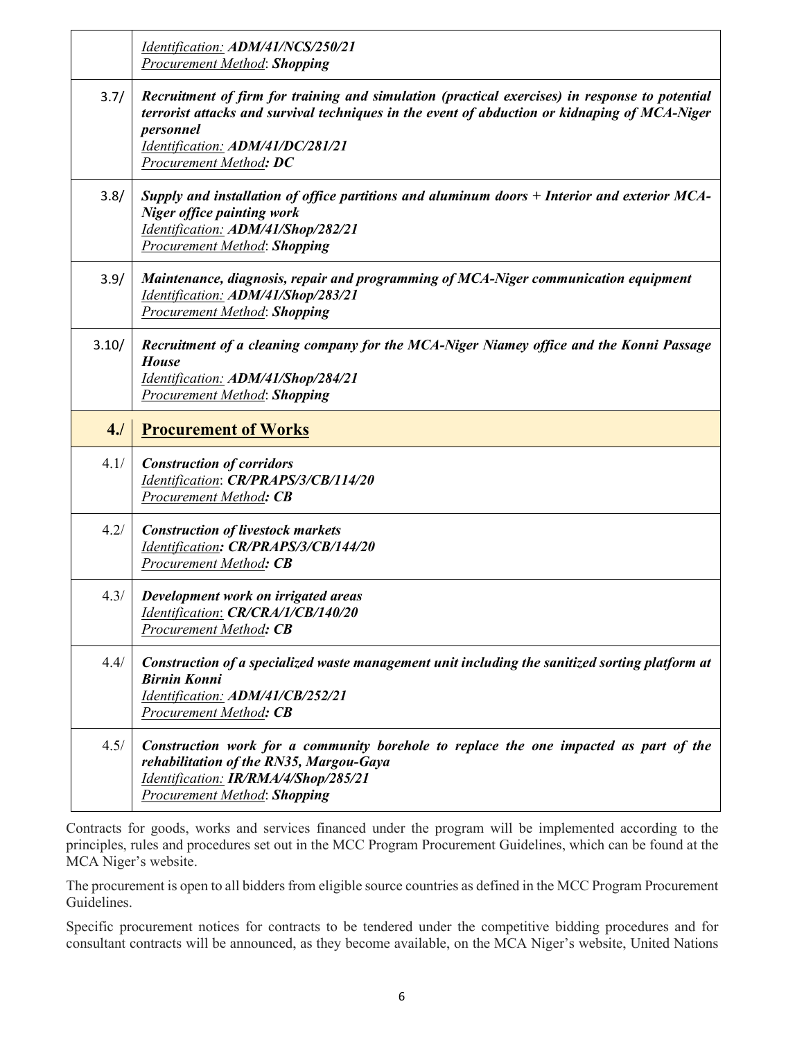| | |
|---|---|
| | *Identification:* ***ADM/41/NCS/250/21***<br>*Procurement Method*: ***Shopping*** |
| 3.7/ | ***Recruitment of firm for training and simulation (practical exercises) in response to potential terrorist attacks and survival techniques in the event of abduction or kidnaping of MCA-Niger personnel***<br>*Identification:* ***ADM/41/DC/281/21***<br>*Procurement Method****: DC*** |
| 3.8/ | ***Supply and installation of office partitions and aluminum doors + Interior and exterior MCA-Niger office painting work***<br>*Identification:* ***ADM/41/Shop/282/21***<br>*Procurement Method*: ***Shopping*** |
| 3.9/ | ***Maintenance, diagnosis, repair and programming of MCA-Niger communication equipment***<br>*Identification:* ***ADM/41/Shop/283/21***<br>*Procurement Method*: ***Shopping*** |
| 3.10/ | ***Recruitment of a cleaning company for the MCA-Niger Niamey office and the Konni Passage House***<br>*Identification:* ***ADM/41/Shop/284/21***<br>*Procurement Method*: ***Shopping*** |
| **4./** | **Procurement of Works** |
| 4.1/ | ***Construction of corridors***<br>*Identification*: ***CR/PRAPS/3/CB/114/20***<br>*Procurement Method****: CB*** |
| 4.2/ | ***Construction of livestock markets***<br>*Identification****: CR/PRAPS/3/CB/144/20***<br>*Procurement Method****: CB*** |
| 4.3/ | ***Development work on irrigated areas***<br>*Identification*: ***CR/CRA/1/CB/140/20***<br>*Procurement Method****: CB*** |
| 4.4/ | ***Construction of a specialized waste management unit including the sanitized sorting platform at Birnin Konni***<br>*Identification:* ***ADM/41/CB/252/21***<br>*Procurement Method****: CB*** |
| 4.5/ | ***Construction work for a community borehole to replace the one impacted as part of the rehabilitation of the RN35, Margou-Gaya***<br>*Identification:* ***IR/RMA/4/Shop/285/21***<br>*Procurement Method*: ***Shopping*** |

Contracts for goods, works and services financed under the program will be implemented according to the principles, rules and procedures set out in the MCC Program Procurement Guidelines, which can be found at the MCA Niger's website.

The procurement is open to all bidders from eligible source countries as defined in the MCC Program Procurement Guidelines.

Specific procurement notices for contracts to be tendered under the competitive bidding procedures and for consultant contracts will be announced, as they become available, on the MCA Niger's website, United Nations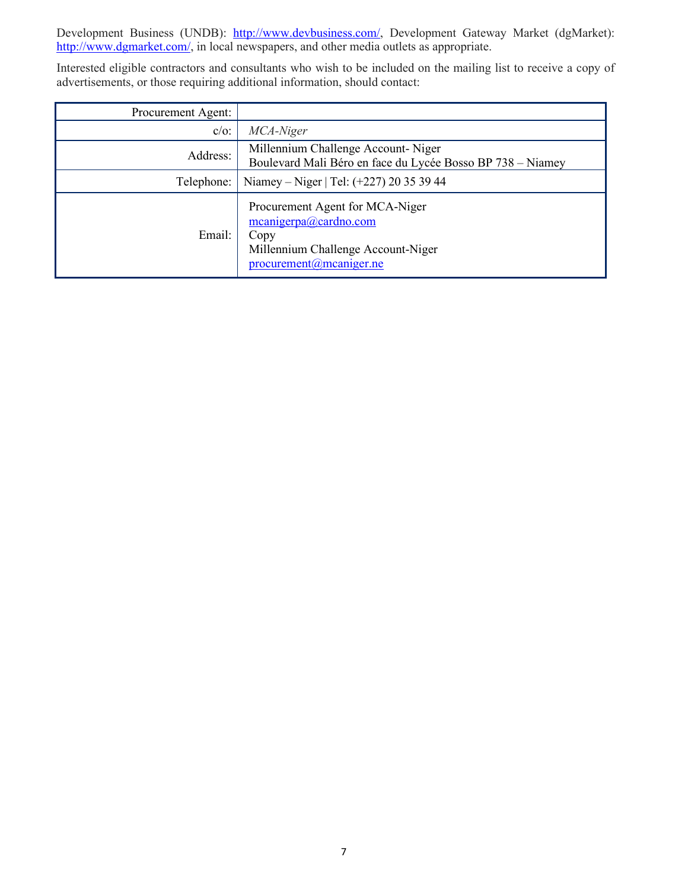Development Business (UNDB): http://www.devbusiness.com/, Development Gateway Market (dgMarket): http://www.dgmarket.com/, in local newspapers, and other media outlets as appropriate.

Interested eligible contractors and consultants who wish to be included on the mailing list to receive a copy of advertisements, or those requiring additional information, should contact:

| | |
|---|---|
| Procurement Agent: | |
| c/o: | *MCA-Niger* |
| Address: | Millennium Challenge Account- Niger<br>Boulevard Mali Béro en face du Lycée Bosso BP 738 – Niamey |
| Telephone: | Niamey – Niger \| Tel: (+227) 20 35 39 44 |
| Email: | Procurement Agent for MCA-Niger<br>mcanigerpa@cardno.com<br>Copy<br>Millennium Challenge Account-Niger<br>procurement@mcaniger.ne |